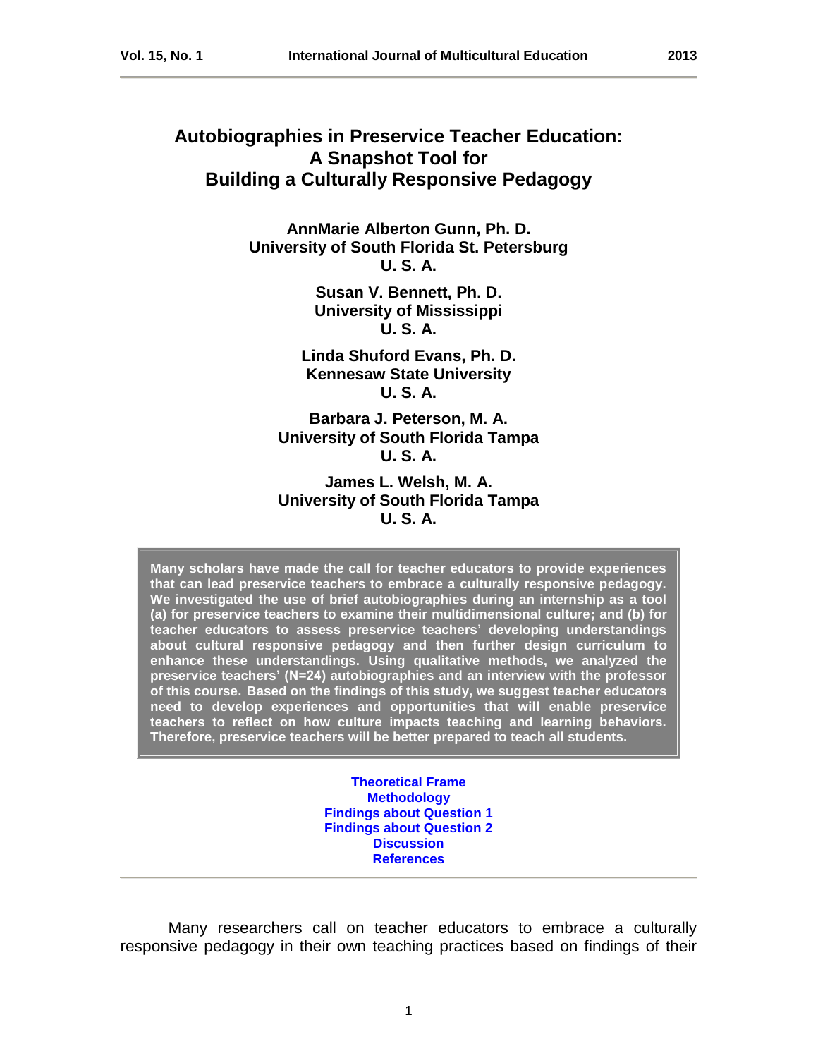# Autobiographies in Preservice Teacher Education: A Snapshot Tool for Building a Culturally Responsive Pedagogy

**AnnMarie Alberton Gunn, Ph. D.**
**University of South Florida St. Petersburg**
**U. S. A.**

**Susan V. Bennett, Ph. D.**
**University of Mississippi**
**U. S. A.**

**Linda Shuford Evans, Ph. D.**
**Kennesaw State University**
**U. S. A.**

**Barbara J. Peterson, M. A.**
**University of South Florida Tampa**
**U. S. A.**

**James L. Welsh, M. A.**
**University of South Florida Tampa**
**U. S. A.**

**Many scholars have made the call for teacher educators to provide experiences that can lead preservice teachers to embrace a culturally responsive pedagogy. We investigated the use of brief autobiographies during an internship as a tool (a) for preservice teachers to examine their multidimensional culture; and (b) for teacher educators to assess preservice teachers' developing understandings about cultural responsive pedagogy and then further design curriculum to enhance these understandings. Using qualitative methods, we analyzed the preservice teachers' (N=24) autobiographies and an interview with the professor of this course. Based on the findings of this study, we suggest teacher educators need to develop experiences and opportunities that will enable preservice teachers to reflect on how culture impacts teaching and learning behaviors. Therefore, preservice teachers will be better prepared to teach all students.**

Theoretical Frame
Methodology
Findings about Question 1
Findings about Question 2
Discussion
References

---

Many researchers call on teacher educators to embrace a culturally responsive pedagogy in their own teaching practices based on findings of their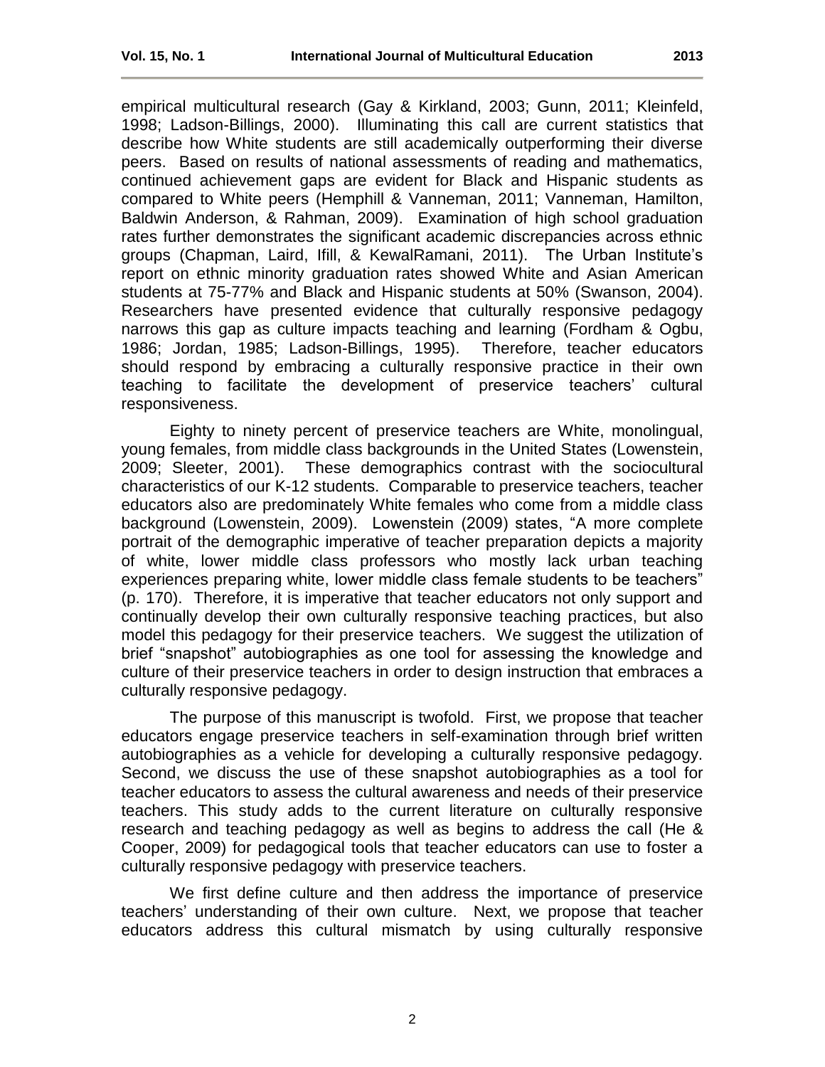empirical multicultural research (Gay & Kirkland, 2003; Gunn, 2011; Kleinfeld, 1998; Ladson-Billings, 2000). Illuminating this call are current statistics that describe how White students are still academically outperforming their diverse peers. Based on results of national assessments of reading and mathematics, continued achievement gaps are evident for Black and Hispanic students as compared to White peers (Hemphill & Vanneman, 2011; Vanneman, Hamilton, Baldwin Anderson, & Rahman, 2009). Examination of high school graduation rates further demonstrates the significant academic discrepancies across ethnic groups (Chapman, Laird, Ifill, & KewalRamani, 2011). The Urban Institute's report on ethnic minority graduation rates showed White and Asian American students at 75-77% and Black and Hispanic students at 50% (Swanson, 2004). Researchers have presented evidence that culturally responsive pedagogy narrows this gap as culture impacts teaching and learning (Fordham & Ogbu, 1986; Jordan, 1985; Ladson-Billings, 1995). Therefore, teacher educators should respond by embracing a culturally responsive practice in their own teaching to facilitate the development of preservice teachers' cultural responsiveness.

Eighty to ninety percent of preservice teachers are White, monolingual, young females, from middle class backgrounds in the United States (Lowenstein, 2009; Sleeter, 2001). These demographics contrast with the sociocultural characteristics of our K-12 students. Comparable to preservice teachers, teacher educators also are predominately White females who come from a middle class background (Lowenstein, 2009). Lowenstein (2009) states, "A more complete portrait of the demographic imperative of teacher preparation depicts a majority of white, lower middle class professors who mostly lack urban teaching experiences preparing white, lower middle class female students to be teachers" (p. 170). Therefore, it is imperative that teacher educators not only support and continually develop their own culturally responsive teaching practices, but also model this pedagogy for their preservice teachers. We suggest the utilization of brief "snapshot" autobiographies as one tool for assessing the knowledge and culture of their preservice teachers in order to design instruction that embraces a culturally responsive pedagogy.

The purpose of this manuscript is twofold. First, we propose that teacher educators engage preservice teachers in self-examination through brief written autobiographies as a vehicle for developing a culturally responsive pedagogy. Second, we discuss the use of these snapshot autobiographies as a tool for teacher educators to assess the cultural awareness and needs of their preservice teachers. This study adds to the current literature on culturally responsive research and teaching pedagogy as well as begins to address the call (He & Cooper, 2009) for pedagogical tools that teacher educators can use to foster a culturally responsive pedagogy with preservice teachers.

We first define culture and then address the importance of preservice teachers' understanding of their own culture. Next, we propose that teacher educators address this cultural mismatch by using culturally responsive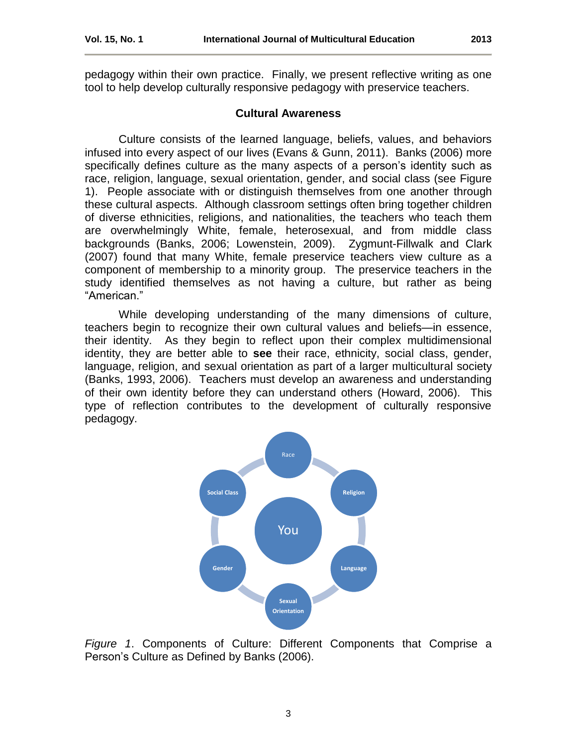pedagogy within their own practice. Finally, we present reflective writing as one tool to help develop culturally responsive pedagogy with preservice teachers.

## Cultural Awareness

Culture consists of the learned language, beliefs, values, and behaviors infused into every aspect of our lives (Evans & Gunn, 2011). Banks (2006) more specifically defines culture as the many aspects of a person's identity such as race, religion, language, sexual orientation, gender, and social class (see Figure 1). People associate with or distinguish themselves from one another through these cultural aspects. Although classroom settings often bring together children of diverse ethnicities, religions, and nationalities, the teachers who teach them are overwhelmingly White, female, heterosexual, and from middle class backgrounds (Banks, 2006; Lowenstein, 2009). Zygmunt-Fillwalk and Clark (2007) found that many White, female preservice teachers view culture as a component of membership to a minority group. The preservice teachers in the study identified themselves as not having a culture, but rather as being "American."

While developing understanding of the many dimensions of culture, teachers begin to recognize their own cultural values and beliefs—in essence, their identity. As they begin to reflect upon their complex multidimensional identity, they are better able to **see** their race, ethnicity, social class, gender, language, religion, and sexual orientation as part of a larger multicultural society (Banks, 1993, 2006). Teachers must develop an awareness and understanding of their own identity before they can understand others (Howard, 2006). This type of reflection contributes to the development of culturally responsive pedagogy.

You

Race

Religion

Language

Sexual Orientation

Gender

Social Class

*Figure 1*. Components of Culture: Different Components that Comprise a Person's Culture as Defined by Banks (2006).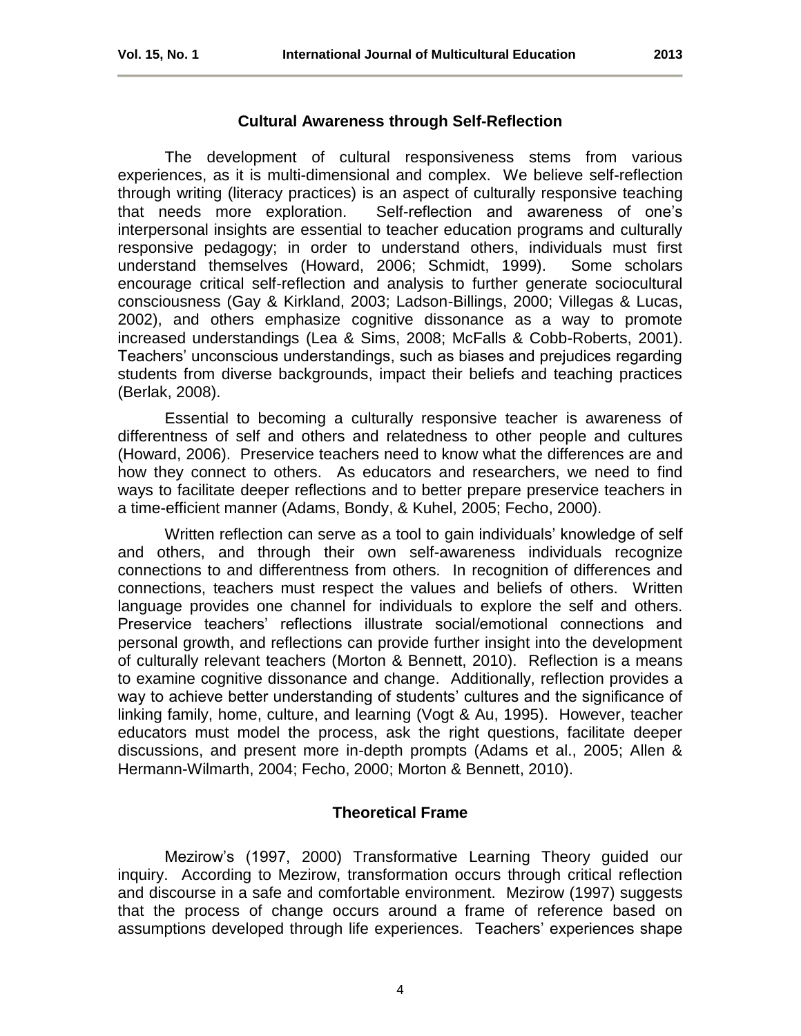## Cultural Awareness through Self-Reflection

The development of cultural responsiveness stems from various experiences, as it is multi-dimensional and complex. We believe self-reflection through writing (literacy practices) is an aspect of culturally responsive teaching that needs more exploration. Self-reflection and awareness of one's interpersonal insights are essential to teacher education programs and culturally responsive pedagogy; in order to understand others, individuals must first understand themselves (Howard, 2006; Schmidt, 1999). Some scholars encourage critical self-reflection and analysis to further generate sociocultural consciousness (Gay & Kirkland, 2003; Ladson-Billings, 2000; Villegas & Lucas, 2002), and others emphasize cognitive dissonance as a way to promote increased understandings (Lea & Sims, 2008; McFalls & Cobb-Roberts, 2001). Teachers' unconscious understandings, such as biases and prejudices regarding students from diverse backgrounds, impact their beliefs and teaching practices (Berlak, 2008).

Essential to becoming a culturally responsive teacher is awareness of differentness of self and others and relatedness to other people and cultures (Howard, 2006). Preservice teachers need to know what the differences are and how they connect to others. As educators and researchers, we need to find ways to facilitate deeper reflections and to better prepare preservice teachers in a time-efficient manner (Adams, Bondy, & Kuhel, 2005; Fecho, 2000).

Written reflection can serve as a tool to gain individuals' knowledge of self and others, and through their own self-awareness individuals recognize connections to and differentness from others. In recognition of differences and connections, teachers must respect the values and beliefs of others. Written language provides one channel for individuals to explore the self and others. Preservice teachers' reflections illustrate social/emotional connections and personal growth, and reflections can provide further insight into the development of culturally relevant teachers (Morton & Bennett, 2010). Reflection is a means to examine cognitive dissonance and change. Additionally, reflection provides a way to achieve better understanding of students' cultures and the significance of linking family, home, culture, and learning (Vogt & Au, 1995). However, teacher educators must model the process, ask the right questions, facilitate deeper discussions, and present more in-depth prompts (Adams et al., 2005; Allen & Hermann-Wilmarth, 2004; Fecho, 2000; Morton & Bennett, 2010).

## Theoretical Frame

Mezirow's (1997, 2000) Transformative Learning Theory guided our inquiry. According to Mezirow, transformation occurs through critical reflection and discourse in a safe and comfortable environment. Mezirow (1997) suggests that the process of change occurs around a frame of reference based on assumptions developed through life experiences. Teachers' experiences shape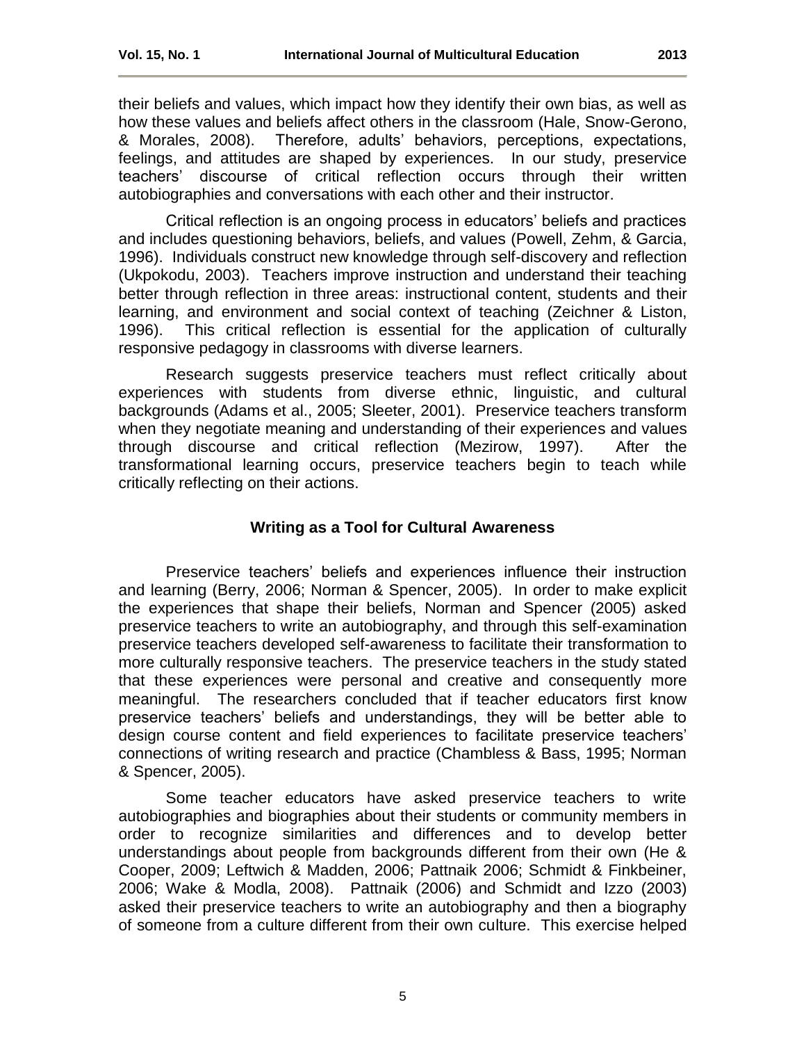their beliefs and values, which impact how they identify their own bias, as well as how these values and beliefs affect others in the classroom (Hale, Snow-Gerono, & Morales, 2008). Therefore, adults' behaviors, perceptions, expectations, feelings, and attitudes are shaped by experiences. In our study, preservice teachers' discourse of critical reflection occurs through their written autobiographies and conversations with each other and their instructor.

Critical reflection is an ongoing process in educators' beliefs and practices and includes questioning behaviors, beliefs, and values (Powell, Zehm, & Garcia, 1996). Individuals construct new knowledge through self-discovery and reflection (Ukpokodu, 2003). Teachers improve instruction and understand their teaching better through reflection in three areas: instructional content, students and their learning, and environment and social context of teaching (Zeichner & Liston, 1996). This critical reflection is essential for the application of culturally responsive pedagogy in classrooms with diverse learners.

Research suggests preservice teachers must reflect critically about experiences with students from diverse ethnic, linguistic, and cultural backgrounds (Adams et al., 2005; Sleeter, 2001). Preservice teachers transform when they negotiate meaning and understanding of their experiences and values through discourse and critical reflection (Mezirow, 1997). After the transformational learning occurs, preservice teachers begin to teach while critically reflecting on their actions.

## Writing as a Tool for Cultural Awareness

Preservice teachers' beliefs and experiences influence their instruction and learning (Berry, 2006; Norman & Spencer, 2005). In order to make explicit the experiences that shape their beliefs, Norman and Spencer (2005) asked preservice teachers to write an autobiography, and through this self-examination preservice teachers developed self-awareness to facilitate their transformation to more culturally responsive teachers. The preservice teachers in the study stated that these experiences were personal and creative and consequently more meaningful. The researchers concluded that if teacher educators first know preservice teachers' beliefs and understandings, they will be better able to design course content and field experiences to facilitate preservice teachers' connections of writing research and practice (Chambless & Bass, 1995; Norman & Spencer, 2005).

Some teacher educators have asked preservice teachers to write autobiographies and biographies about their students or community members in order to recognize similarities and differences and to develop better understandings about people from backgrounds different from their own (He & Cooper, 2009; Leftwich & Madden, 2006; Pattnaik 2006; Schmidt & Finkbeiner, 2006; Wake & Modla, 2008). Pattnaik (2006) and Schmidt and Izzo (2003) asked their preservice teachers to write an autobiography and then a biography of someone from a culture different from their own culture. This exercise helped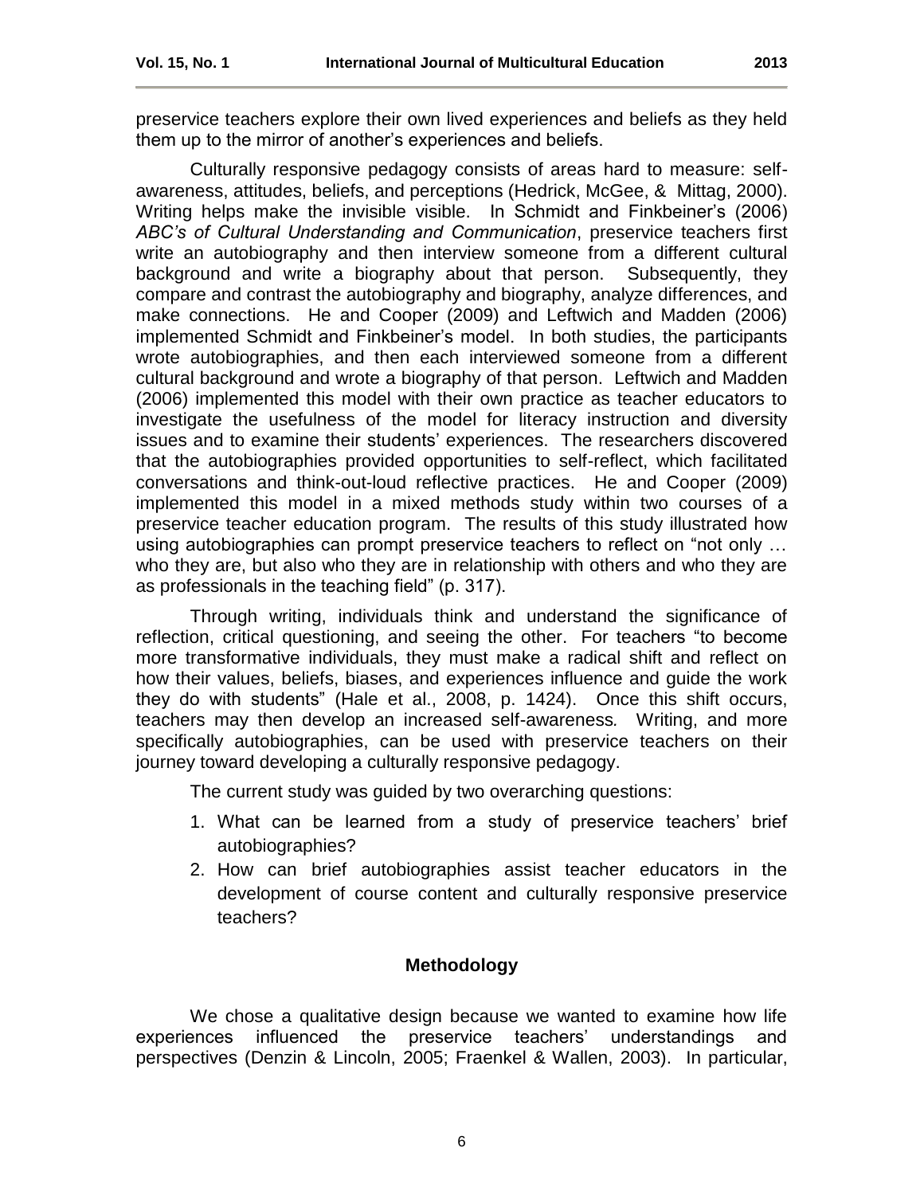preservice teachers explore their own lived experiences and beliefs as they held them up to the mirror of another's experiences and beliefs.

Culturally responsive pedagogy consists of areas hard to measure: self-awareness, attitudes, beliefs, and perceptions (Hedrick, McGee, & Mittag, 2000). Writing helps make the invisible visible. In Schmidt and Finkbeiner's (2006) *ABC's of Cultural Understanding and Communication*, preservice teachers first write an autobiography and then interview someone from a different cultural background and write a biography about that person. Subsequently, they compare and contrast the autobiography and biography, analyze differences, and make connections. He and Cooper (2009) and Leftwich and Madden (2006) implemented Schmidt and Finkbeiner's model. In both studies, the participants wrote autobiographies, and then each interviewed someone from a different cultural background and wrote a biography of that person. Leftwich and Madden (2006) implemented this model with their own practice as teacher educators to investigate the usefulness of the model for literacy instruction and diversity issues and to examine their students' experiences. The researchers discovered that the autobiographies provided opportunities to self-reflect, which facilitated conversations and think-out-loud reflective practices. He and Cooper (2009) implemented this model in a mixed methods study within two courses of a preservice teacher education program. The results of this study illustrated how using autobiographies can prompt preservice teachers to reflect on "not only … who they are, but also who they are in relationship with others and who they are as professionals in the teaching field" (p. 317).

Through writing, individuals think and understand the significance of reflection, critical questioning, and seeing the other. For teachers "to become more transformative individuals, they must make a radical shift and reflect on how their values, beliefs, biases, and experiences influence and guide the work they do with students" (Hale et al., 2008, p. 1424). Once this shift occurs, teachers may then develop an increased self-awareness*.* Writing, and more specifically autobiographies, can be used with preservice teachers on their journey toward developing a culturally responsive pedagogy.

The current study was guided by two overarching questions:

1. What can be learned from a study of preservice teachers' brief autobiographies?
2. How can brief autobiographies assist teacher educators in the development of course content and culturally responsive preservice teachers?

## Methodology

We chose a qualitative design because we wanted to examine how life experiences influenced the preservice teachers' understandings and perspectives (Denzin & Lincoln, 2005; Fraenkel & Wallen, 2003). In particular,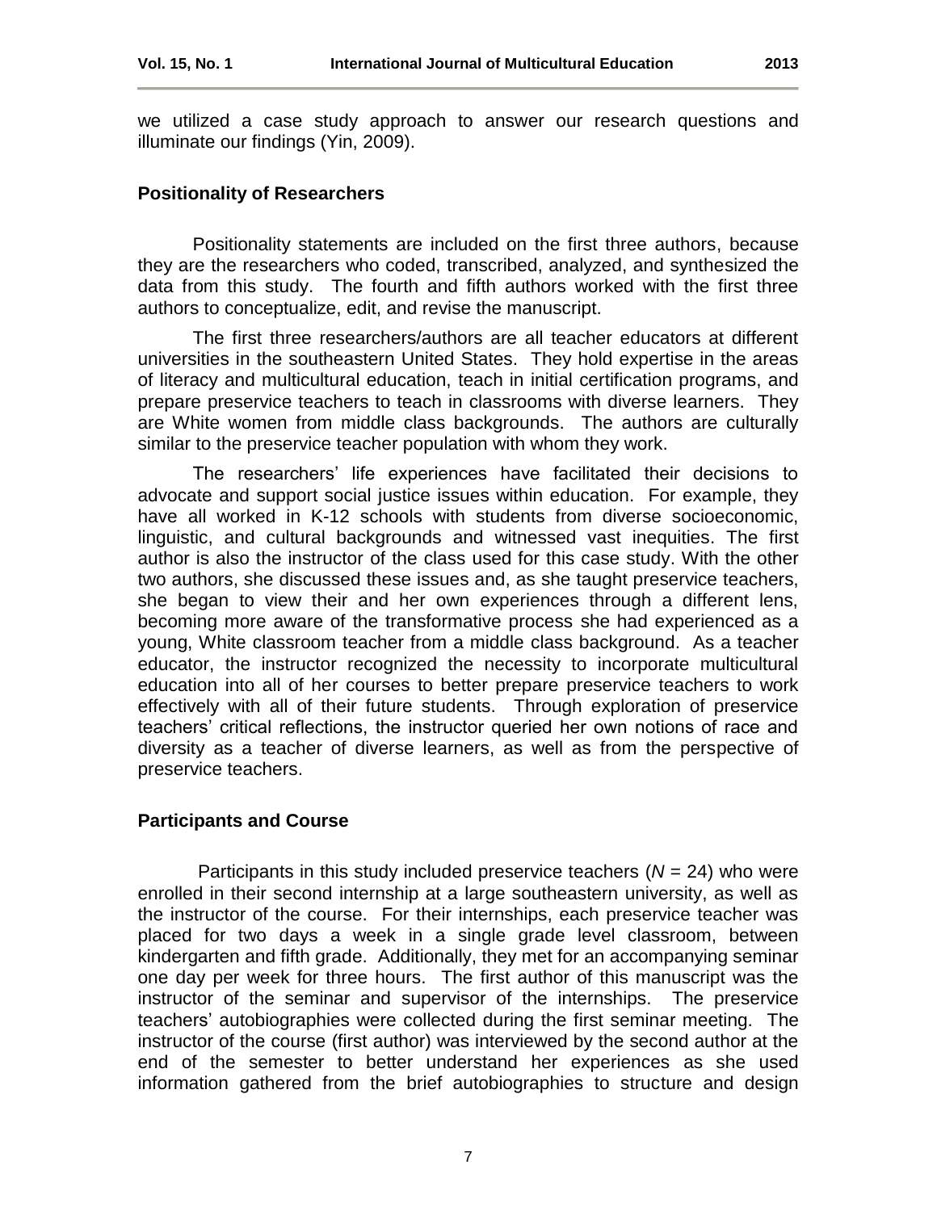we utilized a case study approach to answer our research questions and illuminate our findings (Yin, 2009).

## Positionality of Researchers

Positionality statements are included on the first three authors, because they are the researchers who coded, transcribed, analyzed, and synthesized the data from this study. The fourth and fifth authors worked with the first three authors to conceptualize, edit, and revise the manuscript.

The first three researchers/authors are all teacher educators at different universities in the southeastern United States. They hold expertise in the areas of literacy and multicultural education, teach in initial certification programs, and prepare preservice teachers to teach in classrooms with diverse learners. They are White women from middle class backgrounds. The authors are culturally similar to the preservice teacher population with whom they work.

The researchers' life experiences have facilitated their decisions to advocate and support social justice issues within education. For example, they have all worked in K-12 schools with students from diverse socioeconomic, linguistic, and cultural backgrounds and witnessed vast inequities. The first author is also the instructor of the class used for this case study. With the other two authors, she discussed these issues and, as she taught preservice teachers, she began to view their and her own experiences through a different lens, becoming more aware of the transformative process she had experienced as a young, White classroom teacher from a middle class background. As a teacher educator, the instructor recognized the necessity to incorporate multicultural education into all of her courses to better prepare preservice teachers to work effectively with all of their future students. Through exploration of preservice teachers' critical reflections, the instructor queried her own notions of race and diversity as a teacher of diverse learners, as well as from the perspective of preservice teachers.

## Participants and Course

Participants in this study included preservice teachers ($N$ = 24) who were enrolled in their second internship at a large southeastern university, as well as the instructor of the course. For their internships, each preservice teacher was placed for two days a week in a single grade level classroom, between kindergarten and fifth grade. Additionally, they met for an accompanying seminar one day per week for three hours. The first author of this manuscript was the instructor of the seminar and supervisor of the internships. The preservice teachers' autobiographies were collected during the first seminar meeting. The instructor of the course (first author) was interviewed by the second author at the end of the semester to better understand her experiences as she used information gathered from the brief autobiographies to structure and design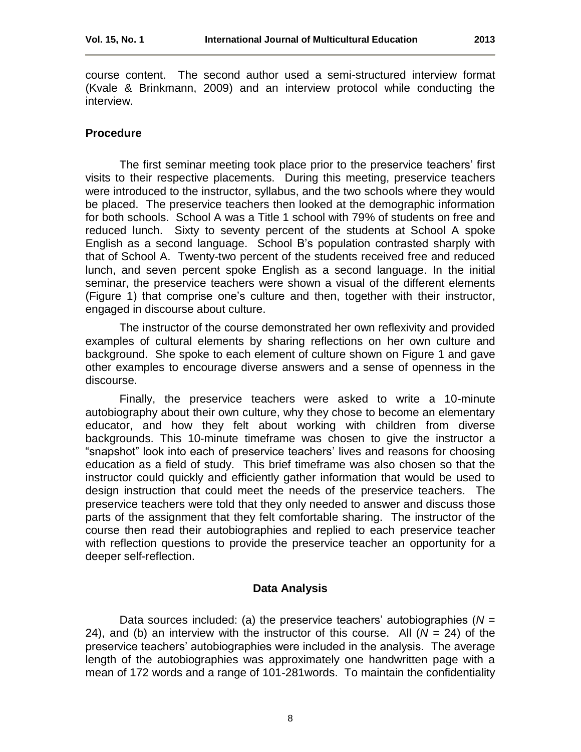course content. The second author used a semi-structured interview format (Kvale & Brinkmann, 2009) and an interview protocol while conducting the interview.

### Procedure

The first seminar meeting took place prior to the preservice teachers' first visits to their respective placements. During this meeting, preservice teachers were introduced to the instructor, syllabus, and the two schools where they would be placed. The preservice teachers then looked at the demographic information for both schools. School A was a Title 1 school with 79% of students on free and reduced lunch. Sixty to seventy percent of the students at School A spoke English as a second language. School B's population contrasted sharply with that of School A. Twenty-two percent of the students received free and reduced lunch, and seven percent spoke English as a second language. In the initial seminar, the preservice teachers were shown a visual of the different elements (Figure 1) that comprise one's culture and then, together with their instructor, engaged in discourse about culture.

The instructor of the course demonstrated her own reflexivity and provided examples of cultural elements by sharing reflections on her own culture and background. She spoke to each element of culture shown on Figure 1 and gave other examples to encourage diverse answers and a sense of openness in the discourse.

Finally, the preservice teachers were asked to write a 10-minute autobiography about their own culture, why they chose to become an elementary educator, and how they felt about working with children from diverse backgrounds. This 10-minute timeframe was chosen to give the instructor a "snapshot" look into each of preservice teachers' lives and reasons for choosing education as a field of study. This brief timeframe was also chosen so that the instructor could quickly and efficiently gather information that would be used to design instruction that could meet the needs of the preservice teachers. The preservice teachers were told that they only needed to answer and discuss those parts of the assignment that they felt comfortable sharing. The instructor of the course then read their autobiographies and replied to each preservice teacher with reflection questions to provide the preservice teacher an opportunity for a deeper self-reflection.

## Data Analysis

Data sources included: (a) the preservice teachers' autobiographies ($N$ = 24), and (b) an interview with the instructor of this course. All ($N$ = 24) of the preservice teachers' autobiographies were included in the analysis. The average length of the autobiographies was approximately one handwritten page with a mean of 172 words and a range of 101-281words. To maintain the confidentiality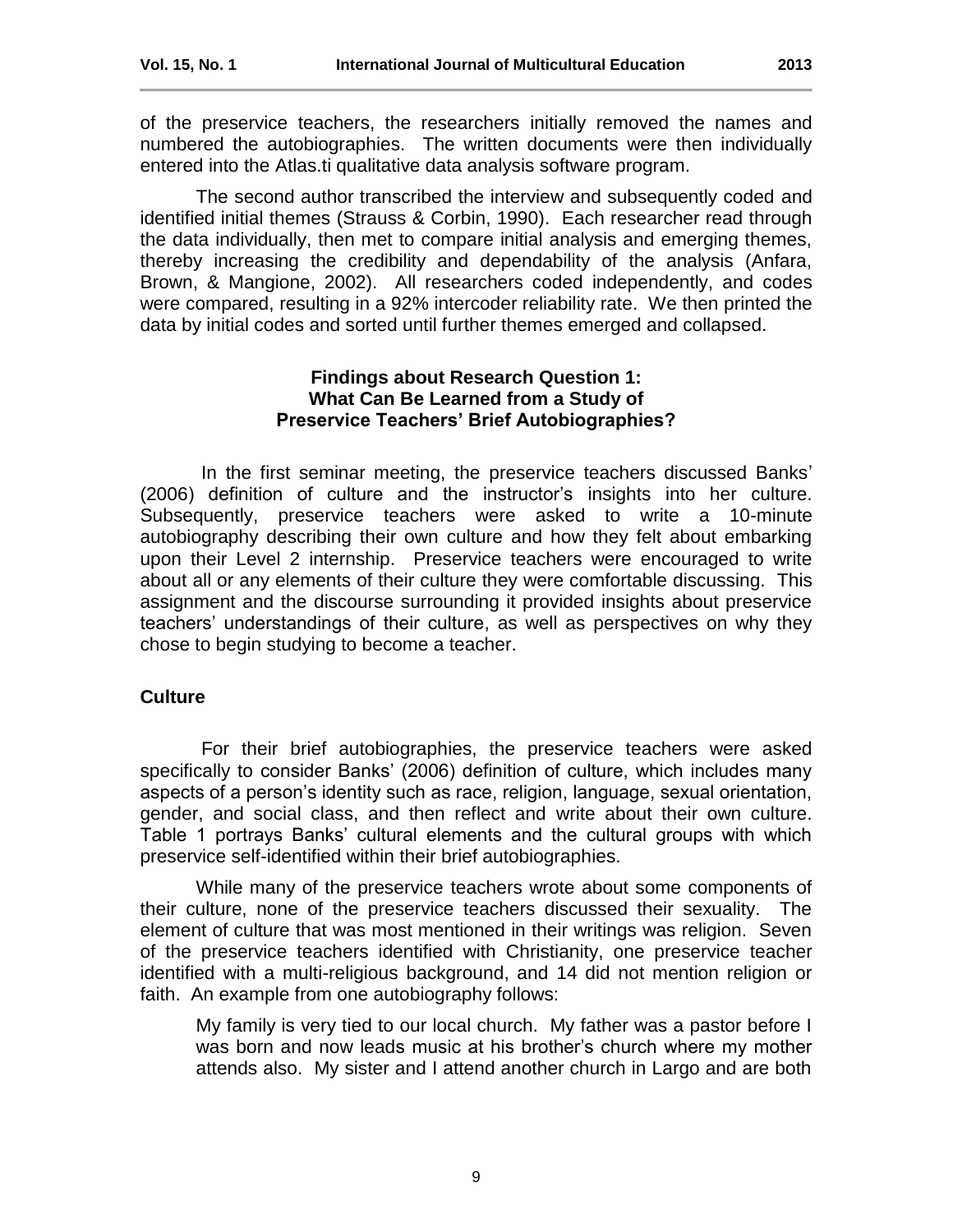of the preservice teachers, the researchers initially removed the names and numbered the autobiographies. The written documents were then individually entered into the Atlas.ti qualitative data analysis software program.

The second author transcribed the interview and subsequently coded and identified initial themes (Strauss & Corbin, 1990). Each researcher read through the data individually, then met to compare initial analysis and emerging themes, thereby increasing the credibility and dependability of the analysis (Anfara, Brown, & Mangione, 2002). All researchers coded independently, and codes were compared, resulting in a 92% intercoder reliability rate. We then printed the data by initial codes and sorted until further themes emerged and collapsed.

### Findings about Research Question 1: What Can Be Learned from a Study of Preservice Teachers' Brief Autobiographies?

In the first seminar meeting, the preservice teachers discussed Banks' (2006) definition of culture and the instructor's insights into her culture. Subsequently, preservice teachers were asked to write a 10-minute autobiography describing their own culture and how they felt about embarking upon their Level 2 internship. Preservice teachers were encouraged to write about all or any elements of their culture they were comfortable discussing. This assignment and the discourse surrounding it provided insights about preservice teachers' understandings of their culture, as well as perspectives on why they chose to begin studying to become a teacher.

## Culture

For their brief autobiographies, the preservice teachers were asked specifically to consider Banks' (2006) definition of culture, which includes many aspects of a person's identity such as race, religion, language, sexual orientation, gender, and social class, and then reflect and write about their own culture. Table 1 portrays Banks' cultural elements and the cultural groups with which preservice self-identified within their brief autobiographies.

While many of the preservice teachers wrote about some components of their culture, none of the preservice teachers discussed their sexuality. The element of culture that was most mentioned in their writings was religion. Seven of the preservice teachers identified with Christianity, one preservice teacher identified with a multi-religious background, and 14 did not mention religion or faith. An example from one autobiography follows:

> My family is very tied to our local church. My father was a pastor before I was born and now leads music at his brother's church where my mother attends also. My sister and I attend another church in Largo and are both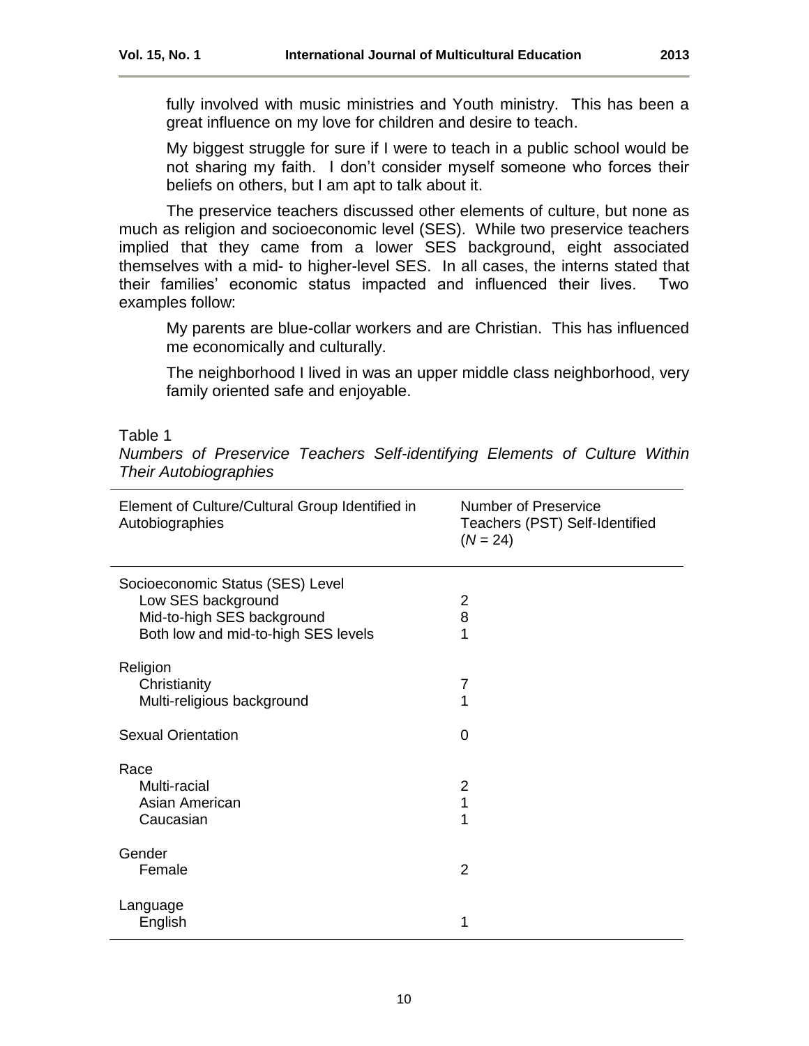> fully involved with music ministries and Youth ministry. This has been a great influence on my love for children and desire to teach.
>
> My biggest struggle for sure if I were to teach in a public school would be not sharing my faith. I don't consider myself someone who forces their beliefs on others, but I am apt to talk about it.

The preservice teachers discussed other elements of culture, but none as much as religion and socioeconomic level (SES). While two preservice teachers implied that they came from a lower SES background, eight associated themselves with a mid- to higher-level SES. In all cases, the interns stated that their families' economic status impacted and influenced their lives. Two examples follow:

> My parents are blue-collar workers and are Christian. This has influenced me economically and culturally.
>
> The neighborhood I lived in was an upper middle class neighborhood, very family oriented safe and enjoyable.

Table 1
*Numbers of Preservice Teachers Self-identifying Elements of Culture Within Their Autobiographies*

| Element of Culture/Cultural Group Identified in Autobiographies | Number of Preservice Teachers (PST) Self-Identified (*N* = 24) |
|---|---|
| Socioeconomic Status (SES) Level | |
| Low SES background | 2 |
| Mid-to-high SES background | 8 |
| Both low and mid-to-high SES levels | 1 |
| Religion | |
| Christianity | 7 |
| Multi-religious background | 1 |
| Sexual Orientation | 0 |
| Race | |
| Multi-racial | 2 |
| Asian American | 1 |
| Caucasian | 1 |
| Gender | |
| Female | 2 |
| Language | |
| English | 1 |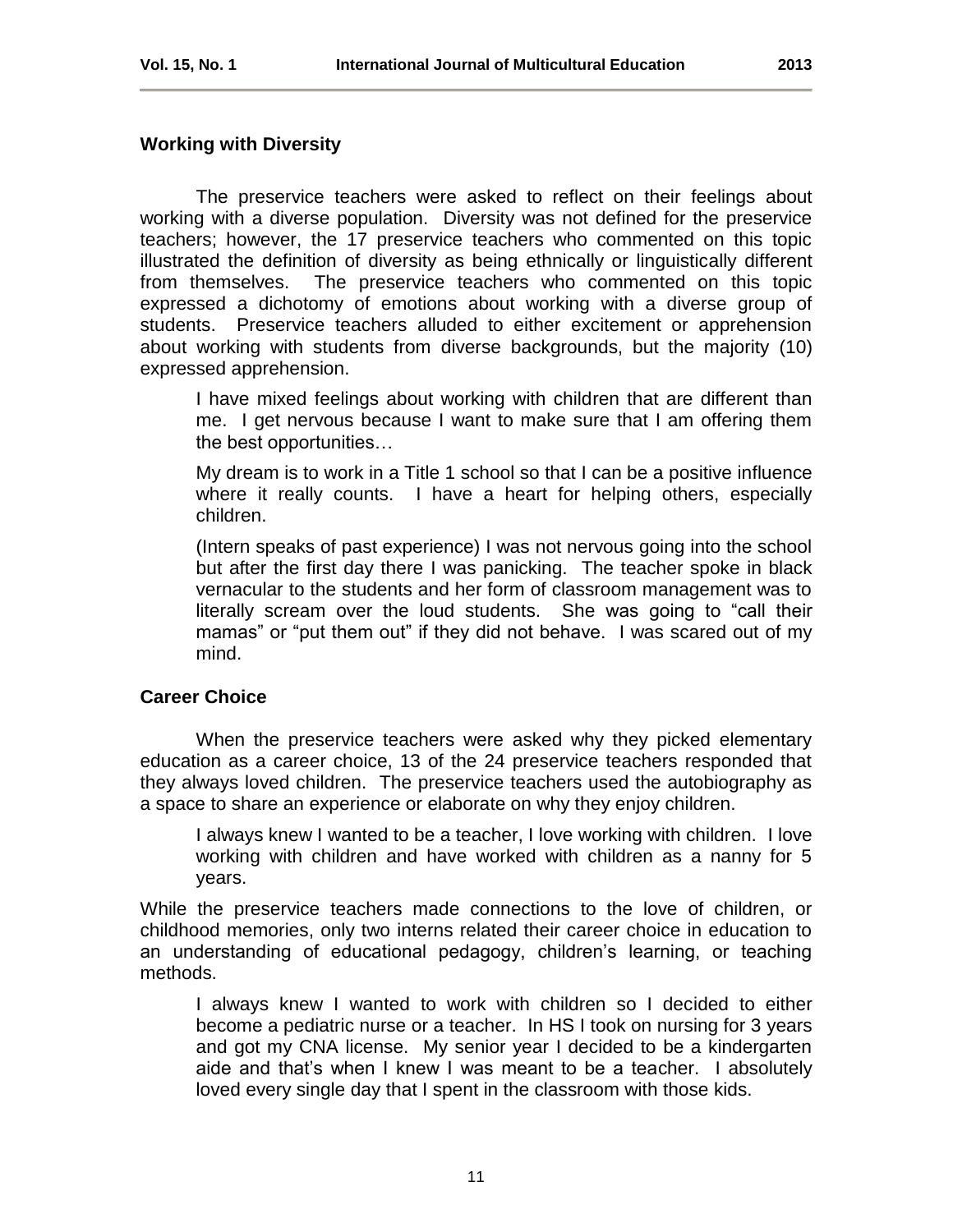## Working with Diversity

The preservice teachers were asked to reflect on their feelings about working with a diverse population. Diversity was not defined for the preservice teachers; however, the 17 preservice teachers who commented on this topic illustrated the definition of diversity as being ethnically or linguistically different from themselves. The preservice teachers who commented on this topic expressed a dichotomy of emotions about working with a diverse group of students. Preservice teachers alluded to either excitement or apprehension about working with students from diverse backgrounds, but the majority (10) expressed apprehension.

> I have mixed feelings about working with children that are different than me. I get nervous because I want to make sure that I am offering them the best opportunities…
>
> My dream is to work in a Title 1 school so that I can be a positive influence where it really counts. I have a heart for helping others, especially children.
>
> (Intern speaks of past experience) I was not nervous going into the school but after the first day there I was panicking. The teacher spoke in black vernacular to the students and her form of classroom management was to literally scream over the loud students. She was going to "call their mamas" or "put them out" if they did not behave. I was scared out of my mind.

## Career Choice

When the preservice teachers were asked why they picked elementary education as a career choice, 13 of the 24 preservice teachers responded that they always loved children. The preservice teachers used the autobiography as a space to share an experience or elaborate on why they enjoy children.

> I always knew I wanted to be a teacher, I love working with children. I love working with children and have worked with children as a nanny for 5 years.

While the preservice teachers made connections to the love of children, or childhood memories, only two interns related their career choice in education to an understanding of educational pedagogy, children's learning, or teaching methods.

> I always knew I wanted to work with children so I decided to either become a pediatric nurse or a teacher. In HS I took on nursing for 3 years and got my CNA license. My senior year I decided to be a kindergarten aide and that's when I knew I was meant to be a teacher. I absolutely loved every single day that I spent in the classroom with those kids.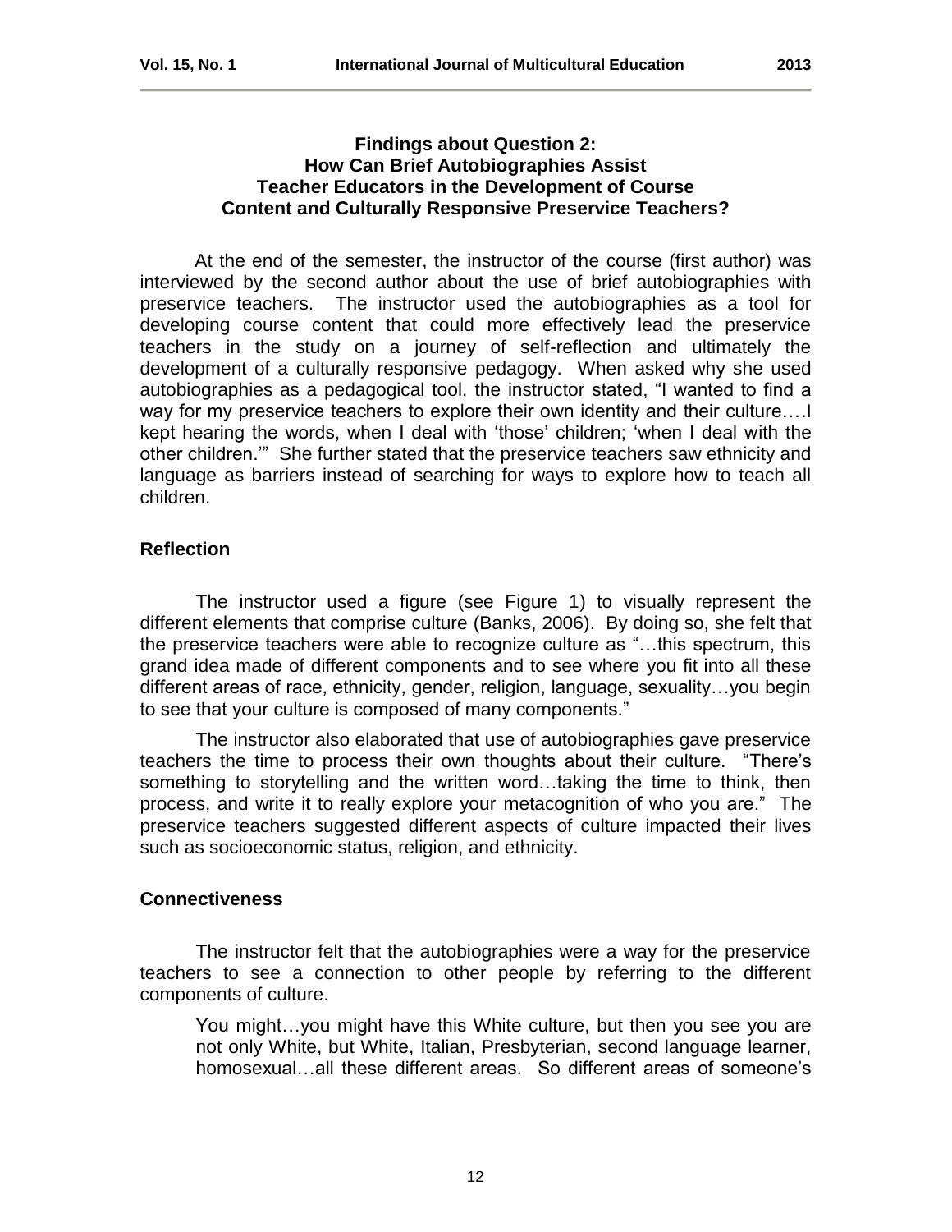## Findings about Question 2: How Can Brief Autobiographies Assist Teacher Educators in the Development of Course Content and Culturally Responsive Preservice Teachers?

At the end of the semester, the instructor of the course (first author) was interviewed by the second author about the use of brief autobiographies with preservice teachers. The instructor used the autobiographies as a tool for developing course content that could more effectively lead the preservice teachers in the study on a journey of self-reflection and ultimately the development of a culturally responsive pedagogy. When asked why she used autobiographies as a pedagogical tool, the instructor stated, "I wanted to find a way for my preservice teachers to explore their own identity and their culture….I kept hearing the words, when I deal with 'those' children; 'when I deal with the other children.'" She further stated that the preservice teachers saw ethnicity and language as barriers instead of searching for ways to explore how to teach all children.

### Reflection

The instructor used a figure (see Figure 1) to visually represent the different elements that comprise culture (Banks, 2006). By doing so, she felt that the preservice teachers were able to recognize culture as "…this spectrum, this grand idea made of different components and to see where you fit into all these different areas of race, ethnicity, gender, religion, language, sexuality…you begin to see that your culture is composed of many components."

The instructor also elaborated that use of autobiographies gave preservice teachers the time to process their own thoughts about their culture. "There's something to storytelling and the written word…taking the time to think, then process, and write it to really explore your metacognition of who you are." The preservice teachers suggested different aspects of culture impacted their lives such as socioeconomic status, religion, and ethnicity.

### Connectiveness

The instructor felt that the autobiographies were a way for the preservice teachers to see a connection to other people by referring to the different components of culture.

> You might…you might have this White culture, but then you see you are not only White, but White, Italian, Presbyterian, second language learner, homosexual…all these different areas. So different areas of someone's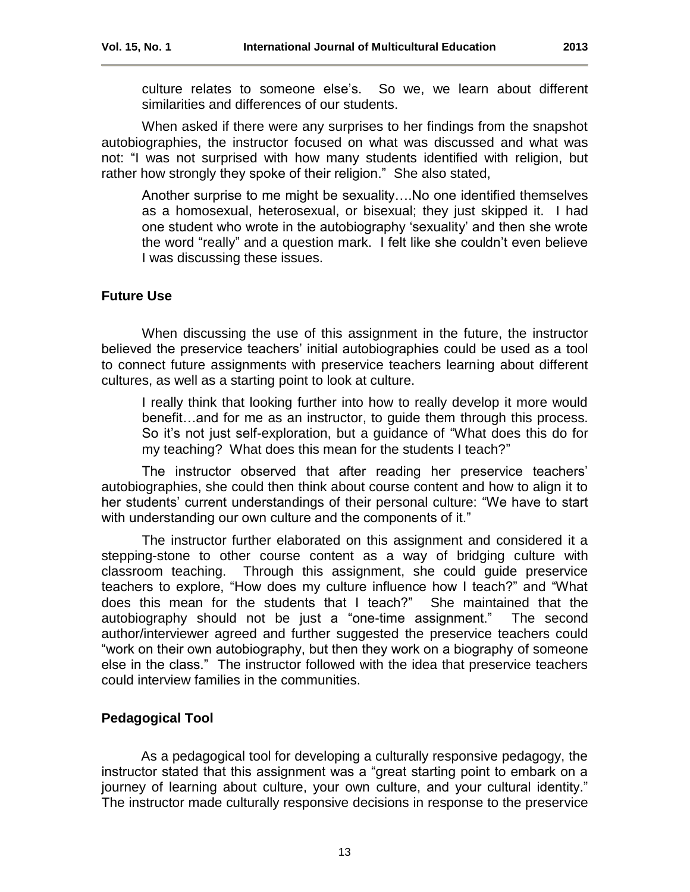culture relates to someone else's. So we, we learn about different similarities and differences of our students.

When asked if there were any surprises to her findings from the snapshot autobiographies, the instructor focused on what was discussed and what was not: "I was not surprised with how many students identified with religion, but rather how strongly they spoke of their religion." She also stated,

> Another surprise to me might be sexuality….No one identified themselves as a homosexual, heterosexual, or bisexual; they just skipped it. I had one student who wrote in the autobiography 'sexuality' and then she wrote the word "really" and a question mark. I felt like she couldn't even believe I was discussing these issues.

## Future Use

When discussing the use of this assignment in the future, the instructor believed the preservice teachers' initial autobiographies could be used as a tool to connect future assignments with preservice teachers learning about different cultures, as well as a starting point to look at culture.

> I really think that looking further into how to really develop it more would benefit…and for me as an instructor, to guide them through this process. So it's not just self-exploration, but a guidance of "What does this do for my teaching? What does this mean for the students I teach?"

The instructor observed that after reading her preservice teachers' autobiographies, she could then think about course content and how to align it to her students' current understandings of their personal culture: "We have to start with understanding our own culture and the components of it."

The instructor further elaborated on this assignment and considered it a stepping-stone to other course content as a way of bridging culture with classroom teaching. Through this assignment, she could guide preservice teachers to explore, "How does my culture influence how I teach?" and "What does this mean for the students that I teach?" She maintained that the autobiography should not be just a "one-time assignment." The second author/interviewer agreed and further suggested the preservice teachers could "work on their own autobiography, but then they work on a biography of someone else in the class." The instructor followed with the idea that preservice teachers could interview families in the communities.

## Pedagogical Tool

As a pedagogical tool for developing a culturally responsive pedagogy, the instructor stated that this assignment was a "great starting point to embark on a journey of learning about culture, your own culture, and your cultural identity." The instructor made culturally responsive decisions in response to the preservice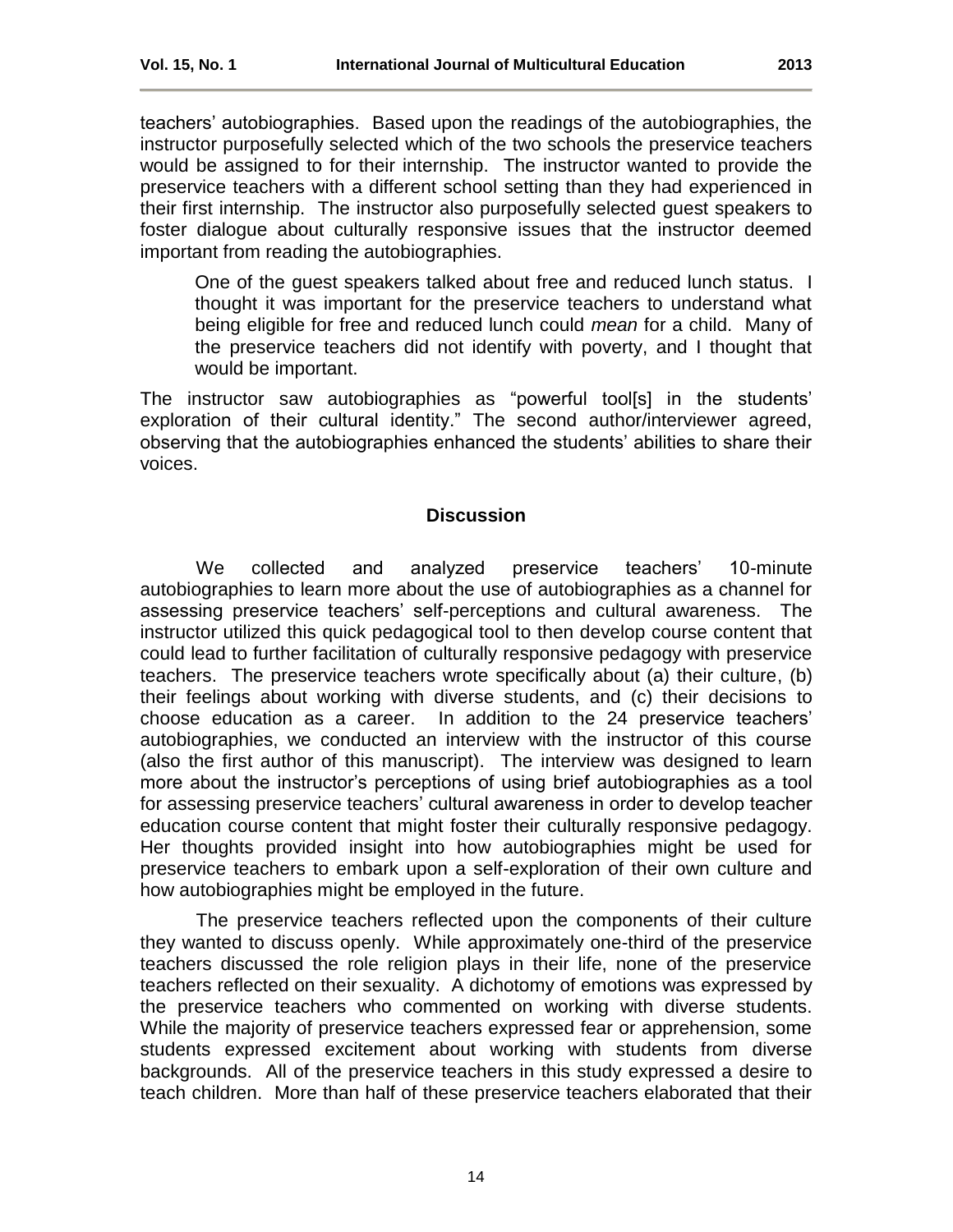teachers' autobiographies. Based upon the readings of the autobiographies, the instructor purposefully selected which of the two schools the preservice teachers would be assigned to for their internship. The instructor wanted to provide the preservice teachers with a different school setting than they had experienced in their first internship. The instructor also purposefully selected guest speakers to foster dialogue about culturally responsive issues that the instructor deemed important from reading the autobiographies.

> One of the guest speakers talked about free and reduced lunch status. I thought it was important for the preservice teachers to understand what being eligible for free and reduced lunch could *mean* for a child. Many of the preservice teachers did not identify with poverty, and I thought that would be important.

The instructor saw autobiographies as "powerful tool[s] in the students' exploration of their cultural identity." The second author/interviewer agreed, observing that the autobiographies enhanced the students' abilities to share their voices.

## Discussion

We collected and analyzed preservice teachers' 10-minute autobiographies to learn more about the use of autobiographies as a channel for assessing preservice teachers' self-perceptions and cultural awareness. The instructor utilized this quick pedagogical tool to then develop course content that could lead to further facilitation of culturally responsive pedagogy with preservice teachers. The preservice teachers wrote specifically about (a) their culture, (b) their feelings about working with diverse students, and (c) their decisions to choose education as a career. In addition to the 24 preservice teachers' autobiographies, we conducted an interview with the instructor of this course (also the first author of this manuscript). The interview was designed to learn more about the instructor's perceptions of using brief autobiographies as a tool for assessing preservice teachers' cultural awareness in order to develop teacher education course content that might foster their culturally responsive pedagogy. Her thoughts provided insight into how autobiographies might be used for preservice teachers to embark upon a self-exploration of their own culture and how autobiographies might be employed in the future.

The preservice teachers reflected upon the components of their culture they wanted to discuss openly. While approximately one-third of the preservice teachers discussed the role religion plays in their life, none of the preservice teachers reflected on their sexuality. A dichotomy of emotions was expressed by the preservice teachers who commented on working with diverse students. While the majority of preservice teachers expressed fear or apprehension, some students expressed excitement about working with students from diverse backgrounds. All of the preservice teachers in this study expressed a desire to teach children. More than half of these preservice teachers elaborated that their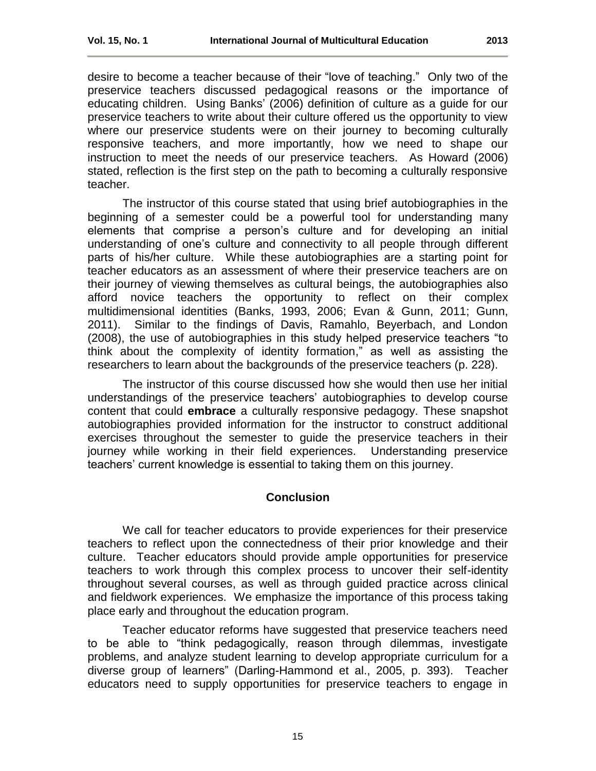desire to become a teacher because of their "love of teaching." Only two of the preservice teachers discussed pedagogical reasons or the importance of educating children. Using Banks' (2006) definition of culture as a guide for our preservice teachers to write about their culture offered us the opportunity to view where our preservice students were on their journey to becoming culturally responsive teachers, and more importantly, how we need to shape our instruction to meet the needs of our preservice teachers. As Howard (2006) stated, reflection is the first step on the path to becoming a culturally responsive teacher.

The instructor of this course stated that using brief autobiographies in the beginning of a semester could be a powerful tool for understanding many elements that comprise a person's culture and for developing an initial understanding of one's culture and connectivity to all people through different parts of his/her culture. While these autobiographies are a starting point for teacher educators as an assessment of where their preservice teachers are on their journey of viewing themselves as cultural beings, the autobiographies also afford novice teachers the opportunity to reflect on their complex multidimensional identities (Banks, 1993, 2006; Evan & Gunn, 2011; Gunn, 2011). Similar to the findings of Davis, Ramahlo, Beyerbach, and London (2008), the use of autobiographies in this study helped preservice teachers "to think about the complexity of identity formation," as well as assisting the researchers to learn about the backgrounds of the preservice teachers (p. 228).

The instructor of this course discussed how she would then use her initial understandings of the preservice teachers' autobiographies to develop course content that could **embrace** a culturally responsive pedagogy. These snapshot autobiographies provided information for the instructor to construct additional exercises throughout the semester to guide the preservice teachers in their journey while working in their field experiences. Understanding preservice teachers' current knowledge is essential to taking them on this journey.

## Conclusion

We call for teacher educators to provide experiences for their preservice teachers to reflect upon the connectedness of their prior knowledge and their culture. Teacher educators should provide ample opportunities for preservice teachers to work through this complex process to uncover their self-identity throughout several courses, as well as through guided practice across clinical and fieldwork experiences. We emphasize the importance of this process taking place early and throughout the education program.

Teacher educator reforms have suggested that preservice teachers need to be able to "think pedagogically, reason through dilemmas, investigate problems, and analyze student learning to develop appropriate curriculum for a diverse group of learners" (Darling-Hammond et al., 2005, p. 393). Teacher educators need to supply opportunities for preservice teachers to engage in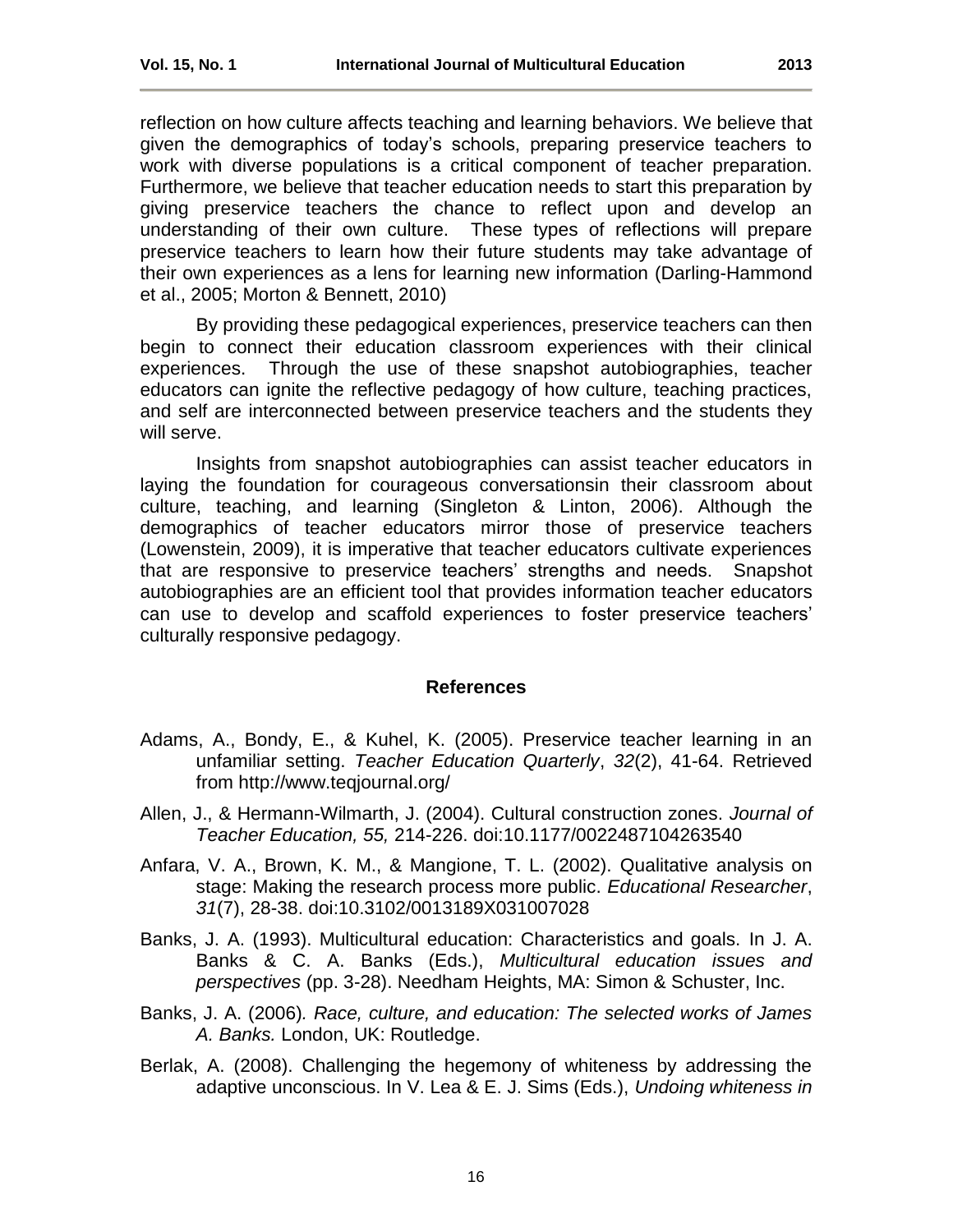reflection on how culture affects teaching and learning behaviors. We believe that given the demographics of today's schools, preparing preservice teachers to work with diverse populations is a critical component of teacher preparation. Furthermore, we believe that teacher education needs to start this preparation by giving preservice teachers the chance to reflect upon and develop an understanding of their own culture. These types of reflections will prepare preservice teachers to learn how their future students may take advantage of their own experiences as a lens for learning new information (Darling-Hammond et al., 2005; Morton & Bennett, 2010)

By providing these pedagogical experiences, preservice teachers can then begin to connect their education classroom experiences with their clinical experiences. Through the use of these snapshot autobiographies, teacher educators can ignite the reflective pedagogy of how culture, teaching practices, and self are interconnected between preservice teachers and the students they will serve.

Insights from snapshot autobiographies can assist teacher educators in laying the foundation for courageous conversationsin their classroom about culture, teaching, and learning (Singleton & Linton, 2006). Although the demographics of teacher educators mirror those of preservice teachers (Lowenstein, 2009), it is imperative that teacher educators cultivate experiences that are responsive to preservice teachers' strengths and needs. Snapshot autobiographies are an efficient tool that provides information teacher educators can use to develop and scaffold experiences to foster preservice teachers' culturally responsive pedagogy.

## References

Adams, A., Bondy, E., & Kuhel, K. (2005). Preservice teacher learning in an unfamiliar setting. *Teacher Education Quarterly*, *32*(2), 41-64. Retrieved from http://www.teqjournal.org/

Allen, J., & Hermann-Wilmarth, J. (2004). Cultural construction zones. *Journal of Teacher Education, 55,* 214-226. doi:10.1177/0022487104263540

Anfara, V. A., Brown, K. M., & Mangione, T. L. (2002). Qualitative analysis on stage: Making the research process more public. *Educational Researcher*, *31*(7), 28-38. doi:10.3102/0013189X031007028

Banks, J. A. (1993). Multicultural education: Characteristics and goals. In J. A. Banks & C. A. Banks (Eds.), *Multicultural education issues and perspectives* (pp. 3-28). Needham Heights, MA: Simon & Schuster, Inc.

Banks, J. A. (2006)*. Race, culture, and education: The selected works of James A. Banks.* London, UK: Routledge.

Berlak, A. (2008). Challenging the hegemony of whiteness by addressing the adaptive unconscious. In V. Lea & E. J. Sims (Eds.), *Undoing whiteness in*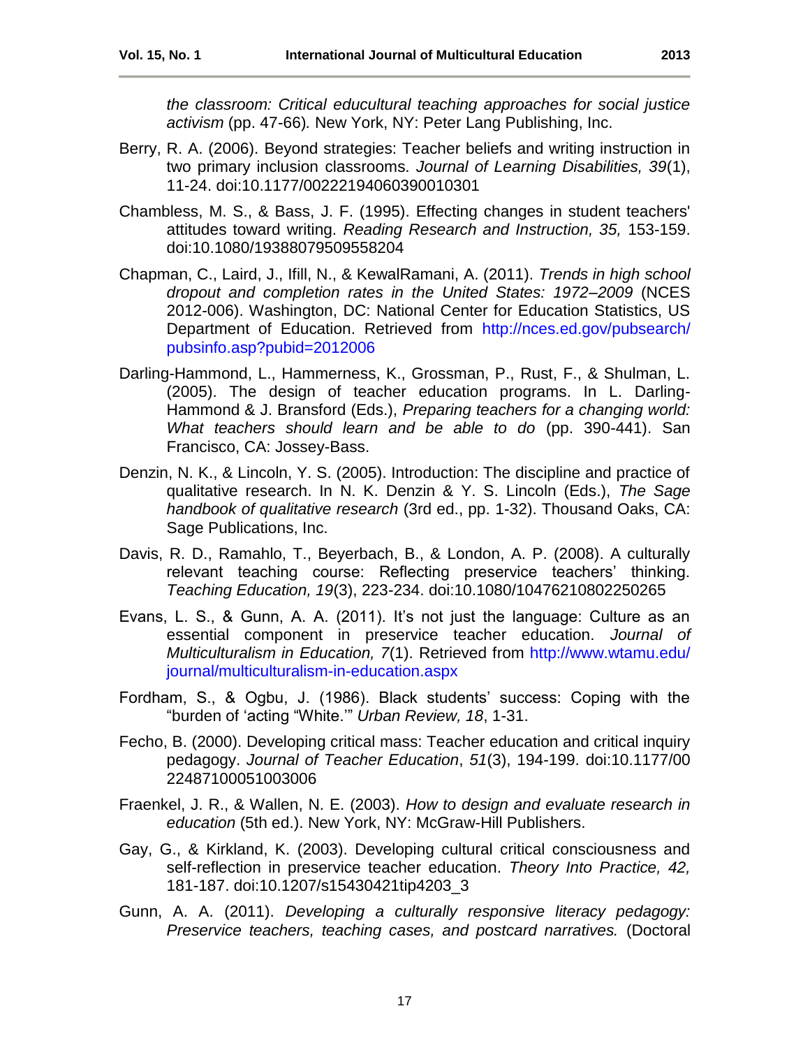*the classroom: Critical educultural teaching approaches for social justice activism* (pp. 47-66)*.* New York, NY: Peter Lang Publishing, Inc.

Berry, R. A. (2006). Beyond strategies: Teacher beliefs and writing instruction in two primary inclusion classrooms. *Journal of Learning Disabilities, 39*(1), 11-24. doi:10.1177/00222194060390010301

Chambless, M. S., & Bass, J. F. (1995). Effecting changes in student teachers' attitudes toward writing. *Reading Research and Instruction, 35,* 153-159. doi:10.1080/19388079509558204

Chapman, C., Laird, J., Ifill, N., & KewalRamani, A. (2011). *Trends in high school dropout and completion rates in the United States: 1972–2009* (NCES 2012-006). Washington, DC: National Center for Education Statistics, US Department of Education. Retrieved from http://nces.ed.gov/pubsearch/pubsinfo.asp?pubid=2012006

Darling-Hammond, L., Hammerness, K., Grossman, P., Rust, F., & Shulman, L. (2005). The design of teacher education programs. In L. Darling-Hammond & J. Bransford (Eds.), *Preparing teachers for a changing world: What teachers should learn and be able to do* (pp. 390-441). San Francisco, CA: Jossey-Bass.

Denzin, N. K., & Lincoln, Y. S. (2005). Introduction: The discipline and practice of qualitative research. In N. K. Denzin & Y. S. Lincoln (Eds.), *The Sage handbook of qualitative research* (3rd ed., pp. 1-32). Thousand Oaks, CA: Sage Publications, Inc.

Davis, R. D., Ramahlo, T., Beyerbach, B., & London, A. P. (2008). A culturally relevant teaching course: Reflecting preservice teachers' thinking. *Teaching Education, 19*(3), 223-234. doi:10.1080/10476210802250265

Evans, L. S., & Gunn, A. A. (2011). It's not just the language: Culture as an essential component in preservice teacher education. *Journal of Multiculturalism in Education, 7*(1). Retrieved from http://www.wtamu.edu/journal/multiculturalism-in-education.aspx

Fordham, S., & Ogbu, J. (1986). Black students' success: Coping with the "burden of 'acting "White.'" *Urban Review, 18*, 1-31.

Fecho, B. (2000). Developing critical mass: Teacher education and critical inquiry pedagogy. *Journal of Teacher Education*, *51*(3), 194-199. doi:10.1177/0022487100051003006

Fraenkel, J. R., & Wallen, N. E. (2003). *How to design and evaluate research in education* (5th ed.). New York, NY: McGraw-Hill Publishers.

Gay, G., & Kirkland, K. (2003). Developing cultural critical consciousness and self-reflection in preservice teacher education. *Theory Into Practice, 42,* 181-187. doi:10.1207/s15430421tip4203_3

Gunn, A. A. (2011). *Developing a culturally responsive literacy pedagogy: Preservice teachers, teaching cases, and postcard narratives.* (Doctoral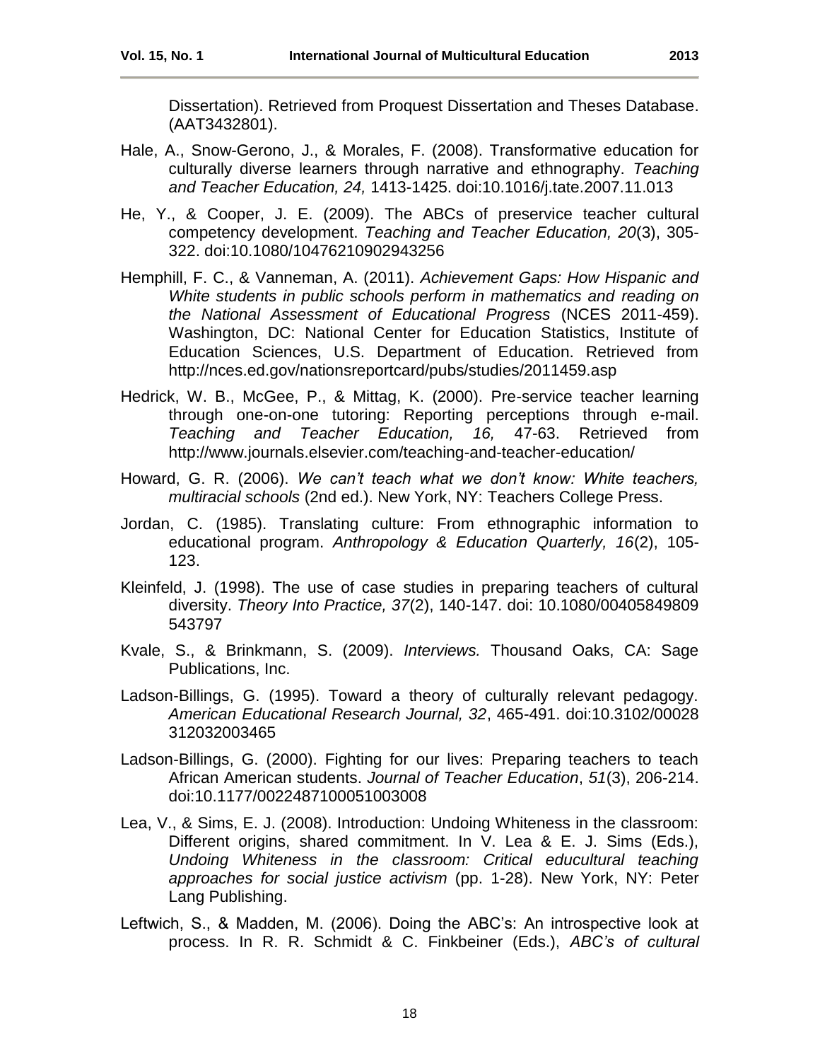Dissertation). Retrieved from Proquest Dissertation and Theses Database. (AAT3432801).

Hale, A., Snow-Gerono, J., & Morales, F. (2008). Transformative education for culturally diverse learners through narrative and ethnography. *Teaching and Teacher Education, 24,* 1413-1425. doi:10.1016/j.tate.2007.11.013

He, Y., & Cooper, J. E. (2009). The ABCs of preservice teacher cultural competency development. *Teaching and Teacher Education, 20*(3), 305-322. doi:10.1080/10476210902943256

Hemphill, F. C., & Vanneman, A. (2011). *Achievement Gaps: How Hispanic and White students in public schools perform in mathematics and reading on the National Assessment of Educational Progress* (NCES 2011-459). Washington, DC: National Center for Education Statistics, Institute of Education Sciences, U.S. Department of Education. Retrieved from http://nces.ed.gov/nationsreportcard/pubs/studies/2011459.asp

Hedrick, W. B., McGee, P., & Mittag, K. (2000). Pre-service teacher learning through one-on-one tutoring: Reporting perceptions through e-mail. *Teaching and Teacher Education, 16,* 47-63. Retrieved from http://www.journals.elsevier.com/teaching-and-teacher-education/

Howard, G. R. (2006). *We can't teach what we don't know: White teachers, multiracial schools* (2nd ed.). New York, NY: Teachers College Press.

Jordan, C. (1985). Translating culture: From ethnographic information to educational program. *Anthropology & Education Quarterly, 16*(2), 105-123.

Kleinfeld, J. (1998). The use of case studies in preparing teachers of cultural diversity. *Theory Into Practice, 37*(2), 140-147. doi: 10.1080/00405849809543797

Kvale, S., & Brinkmann, S. (2009). *Interviews.* Thousand Oaks, CA: Sage Publications, Inc.

Ladson-Billings, G. (1995). Toward a theory of culturally relevant pedagogy. *American Educational Research Journal, 32*, 465-491. doi:10.3102/00028312032003465

Ladson-Billings, G. (2000). Fighting for our lives: Preparing teachers to teach African American students. *Journal of Teacher Education*, *51*(3), 206-214. doi:10.1177/0022487100051003008

Lea, V., & Sims, E. J. (2008). Introduction: Undoing Whiteness in the classroom: Different origins, shared commitment. In V. Lea & E. J. Sims (Eds.), *Undoing Whiteness in the classroom: Critical educultural teaching approaches for social justice activism* (pp. 1-28). New York, NY: Peter Lang Publishing.

Leftwich, S., & Madden, M. (2006). Doing the ABC's: An introspective look at process. In R. R. Schmidt & C. Finkbeiner (Eds.), *ABC's of cultural*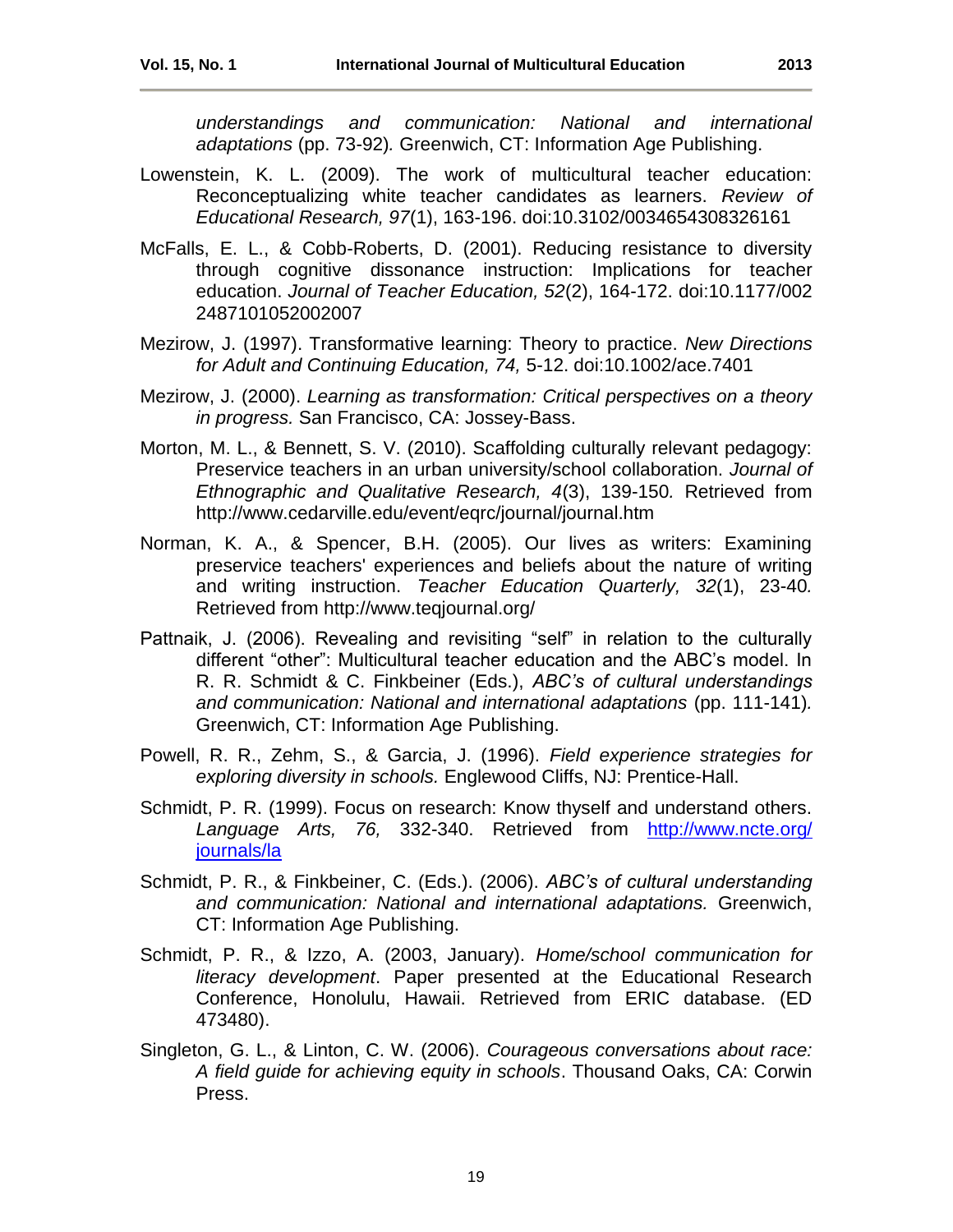*understandings and communication: National and international adaptations* (pp. 73-92)*.* Greenwich, CT: Information Age Publishing.

Lowenstein, K. L. (2009). The work of multicultural teacher education: Reconceptualizing white teacher candidates as learners. *Review of Educational Research, 97*(1), 163-196. doi:10.3102/0034654308326161

McFalls, E. L., & Cobb-Roberts, D. (2001). Reducing resistance to diversity through cognitive dissonance instruction: Implications for teacher education. *Journal of Teacher Education, 52*(2), 164-172. doi:10.1177/002 2487101052002007

Mezirow, J. (1997). Transformative learning: Theory to practice. *New Directions for Adult and Continuing Education, 74,* 5-12. doi:10.1002/ace.7401

Mezirow, J. (2000). *Learning as transformation: Critical perspectives on a theory in progress.* San Francisco, CA: Jossey-Bass.

Morton, M. L., & Bennett, S. V. (2010). Scaffolding culturally relevant pedagogy: Preservice teachers in an urban university/school collaboration. *Journal of Ethnographic and Qualitative Research, 4*(3), 139-150*.* Retrieved from http://www.cedarville.edu/event/eqrc/journal/journal.htm

Norman, K. A., & Spencer, B.H. (2005). Our lives as writers: Examining preservice teachers' experiences and beliefs about the nature of writing and writing instruction. *Teacher Education Quarterly, 32*(1), 23-40*.* Retrieved from http://www.teqjournal.org/

Pattnaik, J. (2006). Revealing and revisiting "self" in relation to the culturally different "other": Multicultural teacher education and the ABC's model. In R. R. Schmidt & C. Finkbeiner (Eds.), *ABC's of cultural understandings and communication: National and international adaptations* (pp. 111-141)*.* Greenwich, CT: Information Age Publishing.

Powell, R. R., Zehm, S., & Garcia, J. (1996). *Field experience strategies for exploring diversity in schools.* Englewood Cliffs, NJ: Prentice-Hall.

Schmidt, P. R. (1999). Focus on research: Know thyself and understand others. *Language Arts, 76,* 332-340. Retrieved from http://www.ncte.org/journals/la

Schmidt, P. R., & Finkbeiner, C. (Eds.). (2006). *ABC's of cultural understanding and communication: National and international adaptations.* Greenwich, CT: Information Age Publishing.

Schmidt, P. R., & Izzo, A. (2003, January). *Home/school communication for literacy development*. Paper presented at the Educational Research Conference, Honolulu, Hawaii. Retrieved from ERIC database. (ED 473480).

Singleton, G. L., & Linton, C. W. (2006). *Courageous conversations about race: A field guide for achieving equity in schools*. Thousand Oaks, CA: Corwin Press.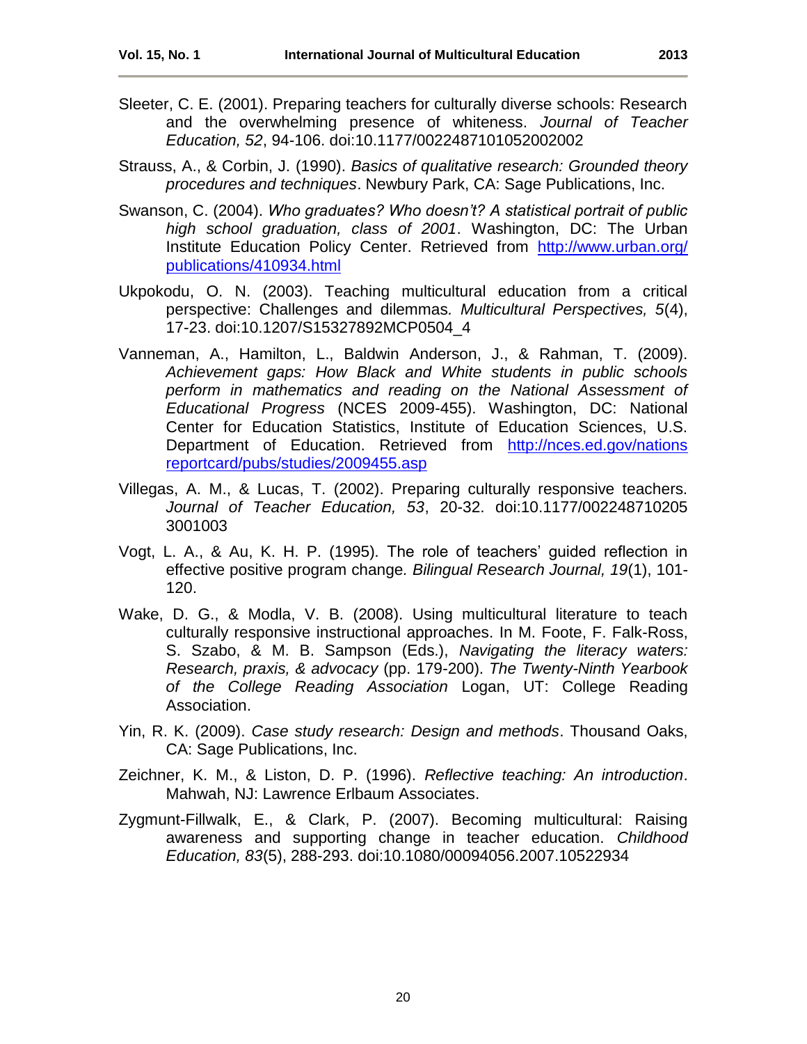Sleeter, C. E. (2001). Preparing teachers for culturally diverse schools: Research and the overwhelming presence of whiteness. *Journal of Teacher Education, 52*, 94-106. doi:10.1177/0022487101052002002

Strauss, A., & Corbin, J. (1990). *Basics of qualitative research: Grounded theory procedures and techniques*. Newbury Park, CA: Sage Publications, Inc.

Swanson, C. (2004). *Who graduates? Who doesn't? A statistical portrait of public high school graduation, class of 2001*. Washington, DC: The Urban Institute Education Policy Center. Retrieved from [http://www.urban.org/publications/410934.html](http://www.urban.org/publications/410934.html)

Ukpokodu, O. N. (2003). Teaching multicultural education from a critical perspective: Challenges and dilemmas. *Multicultural Perspectives, 5*(4), 17-23. doi:10.1207/S15327892MCP0504_4

Vanneman, A., Hamilton, L., Baldwin Anderson, J., & Rahman, T. (2009). *Achievement gaps: How Black and White students in public schools perform in mathematics and reading on the National Assessment of Educational Progress* (NCES 2009-455). Washington, DC: National Center for Education Statistics, Institute of Education Sciences, U.S. Department of Education. Retrieved from [http://nces.ed.gov/nationsreportcard/pubs/studies/2009455.asp](http://nces.ed.gov/nationsreportcard/pubs/studies/2009455.asp)

Villegas, A. M., & Lucas, T. (2002). Preparing culturally responsive teachers. *Journal of Teacher Education, 53*, 20-32. doi:10.1177/0022487102053001003

Vogt, L. A., & Au, K. H. P. (1995). The role of teachers' guided reflection in effective positive program change. *Bilingual Research Journal, 19*(1), 101-120.

Wake, D. G., & Modla, V. B. (2008). Using multicultural literature to teach culturally responsive instructional approaches. In M. Foote, F. Falk-Ross, S. Szabo, & M. B. Sampson (Eds.), *Navigating the literacy waters: Research, praxis, & advocacy* (pp. 179-200). *The Twenty-Ninth Yearbook of the College Reading Association* Logan, UT: College Reading Association.

Yin, R. K. (2009). *Case study research: Design and methods*. Thousand Oaks, CA: Sage Publications, Inc.

Zeichner, K. M., & Liston, D. P. (1996). *Reflective teaching: An introduction*. Mahwah, NJ: Lawrence Erlbaum Associates.

Zygmunt-Fillwalk, E., & Clark, P. (2007). Becoming multicultural: Raising awareness and supporting change in teacher education. *Childhood Education, 83*(5), 288-293. doi:10.1080/00094056.2007.10522934